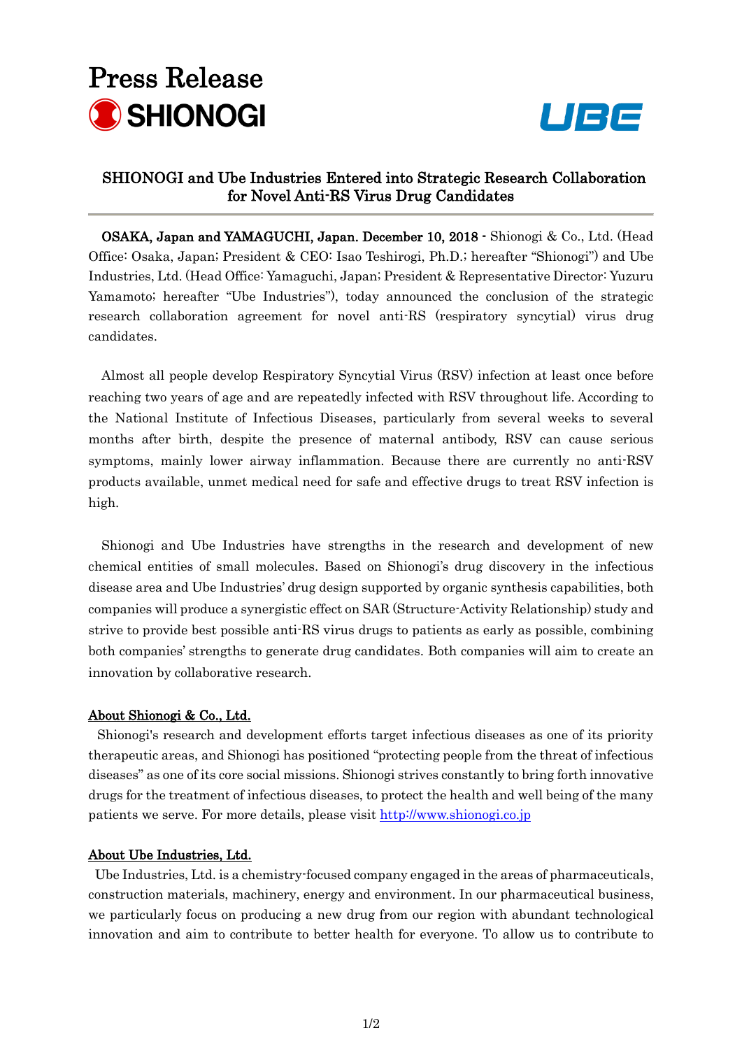# Press Release

SHIONOGI

UBE

## SHIONOGI and Ube Industries Entered into Strategic Research Collaboration for Novel Anti-RS Virus Drug Candidates

**OSAKA, Japan and YAMAGUCHI, Japan. December 10, 2018 -** Shionogi & Co., Ltd. (Head Office: Osaka, Japan; President & CEO: Isao Teshirogi, Ph.D.; hereafter "Shionogi") and Ube Industries, Ltd. (Head Office: Yamaguchi, Japan; President & Representative Director: Yuzuru Yamamoto; hereafter "Ube Industries"), today announced the conclusion of the strategic research collaboration agreement for novel anti-RS (respiratory syncytial) virus drug candidates.

Almost all people develop Respiratory Syncytial Virus (RSV) infection at least once before reaching two years of age and are repeatedly infected with RSV throughout life. According to the National Institute of Infectious Diseases, particularly from several weeks to several months after birth, despite the presence of maternal antibody, RSV can cause serious symptoms, mainly lower airway inflammation. Because there are currently no anti-RSV products available, unmet medical need for safe and effective drugs to treat RSV infection is high.

Shionogi and Ube Industries have strengths in the research and development of new chemical entities of small molecules. Based on Shionogi's drug discovery in the infectious disease area and Ube Industries' drug design supported by organic synthesis capabilities, both companies will produce a synergistic effect on SAR (Structure-Activity Relationship) study and strive to provide best possible anti-RS virus drugs to patients as early as possible, combining both companies' strengths to generate drug candidates. Both companies will aim to create an innovation by collaborative research.

**About Shionogi & Co., Ltd.**

Shionogi's research and development efforts target infectious diseases as one of its priority therapeutic areas, and Shionogi has positioned "protecting people from the threat of infectious diseases" as one of its core social missions. Shionogi strives constantly to bring forth innovative drugs for the treatment of infectious diseases, to protect the health and well being of the many patients we serve. For more details, please visit http://www.shionogi.co.jp

**About Ube Industries, Ltd.**

Ube Industries, Ltd. is a chemistry-focused company engaged in the areas of pharmaceuticals, construction materials, machinery, energy and environment. In our pharmaceutical business, we particularly focus on producing a new drug from our region with abundant technological innovation and aim to contribute to better health for everyone. To allow us to contribute to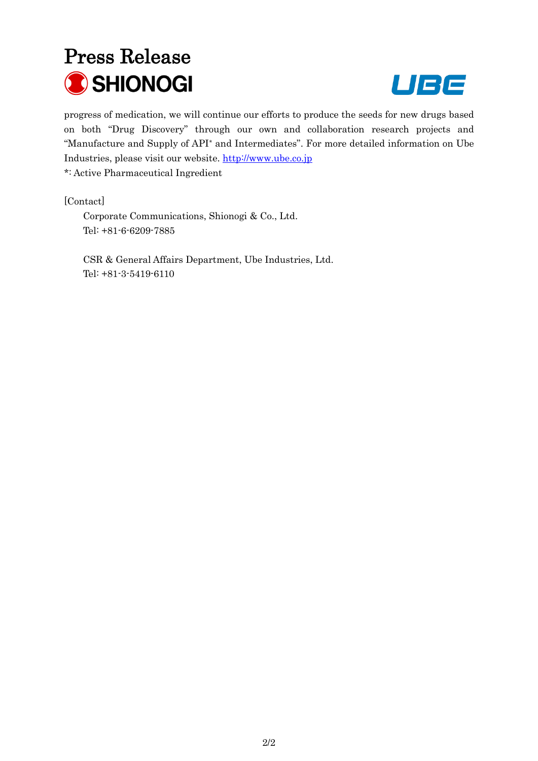progress of medication, we will continue our efforts to produce the seeds for new drugs based on both "Drug Discovery" through our own and collaboration research projects and "Manufacture and Supply of API* and Intermediates". For more detailed information on Ube Industries, please visit our website. http://www.ube.co.jp

*: Active Pharmaceutical Ingredient

[Contact]

Corporate Communications, Shionogi & Co., Ltd.
Tel: +81-6-6209-7885

CSR & General Affairs Department, Ube Industries, Ltd.
Tel: +81-3-5419-6110